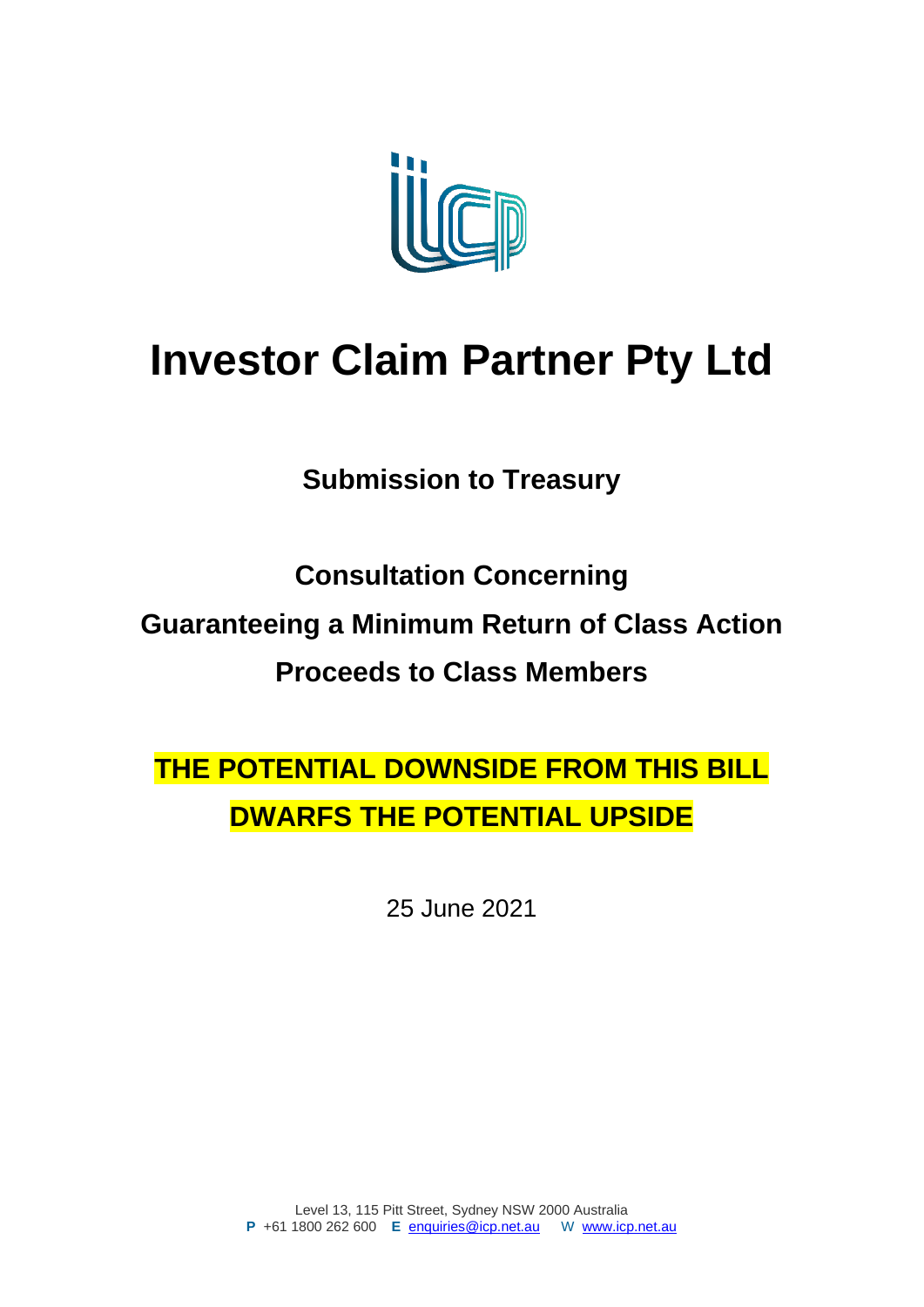# Investor Claim Partner Pty Ltd

**Submission to Treasury**

**Consultation Concerning**

**Guaranteeing a Minimum Return of Class Action Proceeds to Class Members**

**THE POTENTIAL DOWNSIDE FROM THIS BILL DWARFS THE POTENTIAL UPSIDE**

25 June 2021

Level 13, 115 Pitt Street, Sydney NSW 2000 Australia
**P** +61 1800 262 600 **E** enquiries@icp.net.au W www.icp.net.au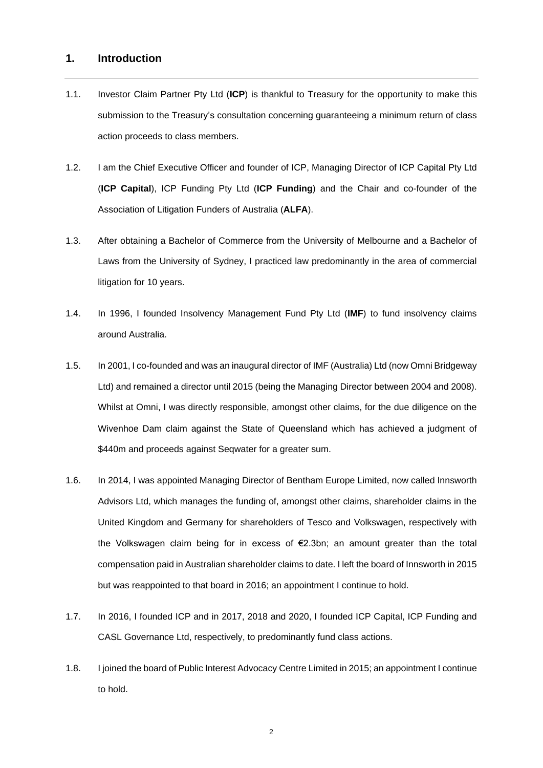## 1. Introduction

1.1. Investor Claim Partner Pty Ltd (**ICP**) is thankful to Treasury for the opportunity to make this submission to the Treasury's consultation concerning guaranteeing a minimum return of class action proceeds to class members.

1.2. I am the Chief Executive Officer and founder of ICP, Managing Director of ICP Capital Pty Ltd (**ICP Capital**), ICP Funding Pty Ltd (**ICP Funding**) and the Chair and co-founder of the Association of Litigation Funders of Australia (**ALFA**).

1.3. After obtaining a Bachelor of Commerce from the University of Melbourne and a Bachelor of Laws from the University of Sydney, I practiced law predominantly in the area of commercial litigation for 10 years.

1.4. In 1996, I founded Insolvency Management Fund Pty Ltd (**IMF**) to fund insolvency claims around Australia.

1.5. In 2001, I co-founded and was an inaugural director of IMF (Australia) Ltd (now Omni Bridgeway Ltd) and remained a director until 2015 (being the Managing Director between 2004 and 2008). Whilst at Omni, I was directly responsible, amongst other claims, for the due diligence on the Wivenhoe Dam claim against the State of Queensland which has achieved a judgment of $440m and proceeds against Seqwater for a greater sum.

1.6. In 2014, I was appointed Managing Director of Bentham Europe Limited, now called Innsworth Advisors Ltd, which manages the funding of, amongst other claims, shareholder claims in the United Kingdom and Germany for shareholders of Tesco and Volkswagen, respectively with the Volkswagen claim being for in excess of €2.3bn; an amount greater than the total compensation paid in Australian shareholder claims to date. I left the board of Innsworth in 2015 but was reappointed to that board in 2016; an appointment I continue to hold.

1.7. In 2016, I founded ICP and in 2017, 2018 and 2020, I founded ICP Capital, ICP Funding and CASL Governance Ltd, respectively, to predominantly fund class actions.

1.8. I joined the board of Public Interest Advocacy Centre Limited in 2015; an appointment I continue to hold.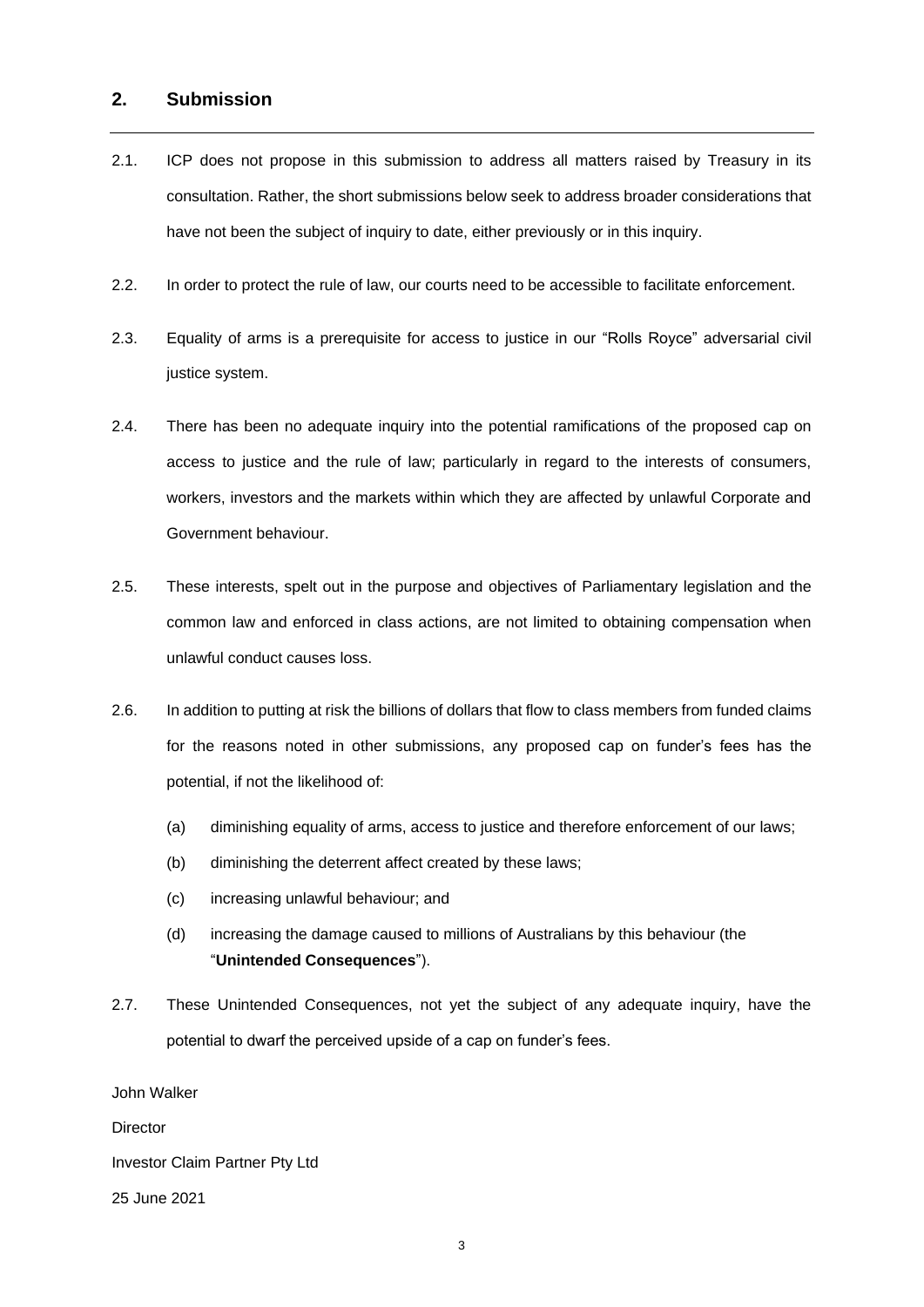## 2. Submission

2.1. ICP does not propose in this submission to address all matters raised by Treasury in its consultation. Rather, the short submissions below seek to address broader considerations that have not been the subject of inquiry to date, either previously or in this inquiry.

2.2. In order to protect the rule of law, our courts need to be accessible to facilitate enforcement.

2.3. Equality of arms is a prerequisite for access to justice in our "Rolls Royce" adversarial civil justice system.

2.4. There has been no adequate inquiry into the potential ramifications of the proposed cap on access to justice and the rule of law; particularly in regard to the interests of consumers, workers, investors and the markets within which they are affected by unlawful Corporate and Government behaviour.

2.5. These interests, spelt out in the purpose and objectives of Parliamentary legislation and the common law and enforced in class actions, are not limited to obtaining compensation when unlawful conduct causes loss.

2.6. In addition to putting at risk the billions of dollars that flow to class members from funded claims for the reasons noted in other submissions, any proposed cap on funder's fees has the potential, if not the likelihood of:

(a) diminishing equality of arms, access to justice and therefore enforcement of our laws;

(b) diminishing the deterrent affect created by these laws;

(c) increasing unlawful behaviour; and

(d) increasing the damage caused to millions of Australians by this behaviour (the "**Unintended Consequences**").

2.7. These Unintended Consequences, not yet the subject of any adequate inquiry, have the potential to dwarf the perceived upside of a cap on funder's fees.

John Walker

Director

Investor Claim Partner Pty Ltd

25 June 2021